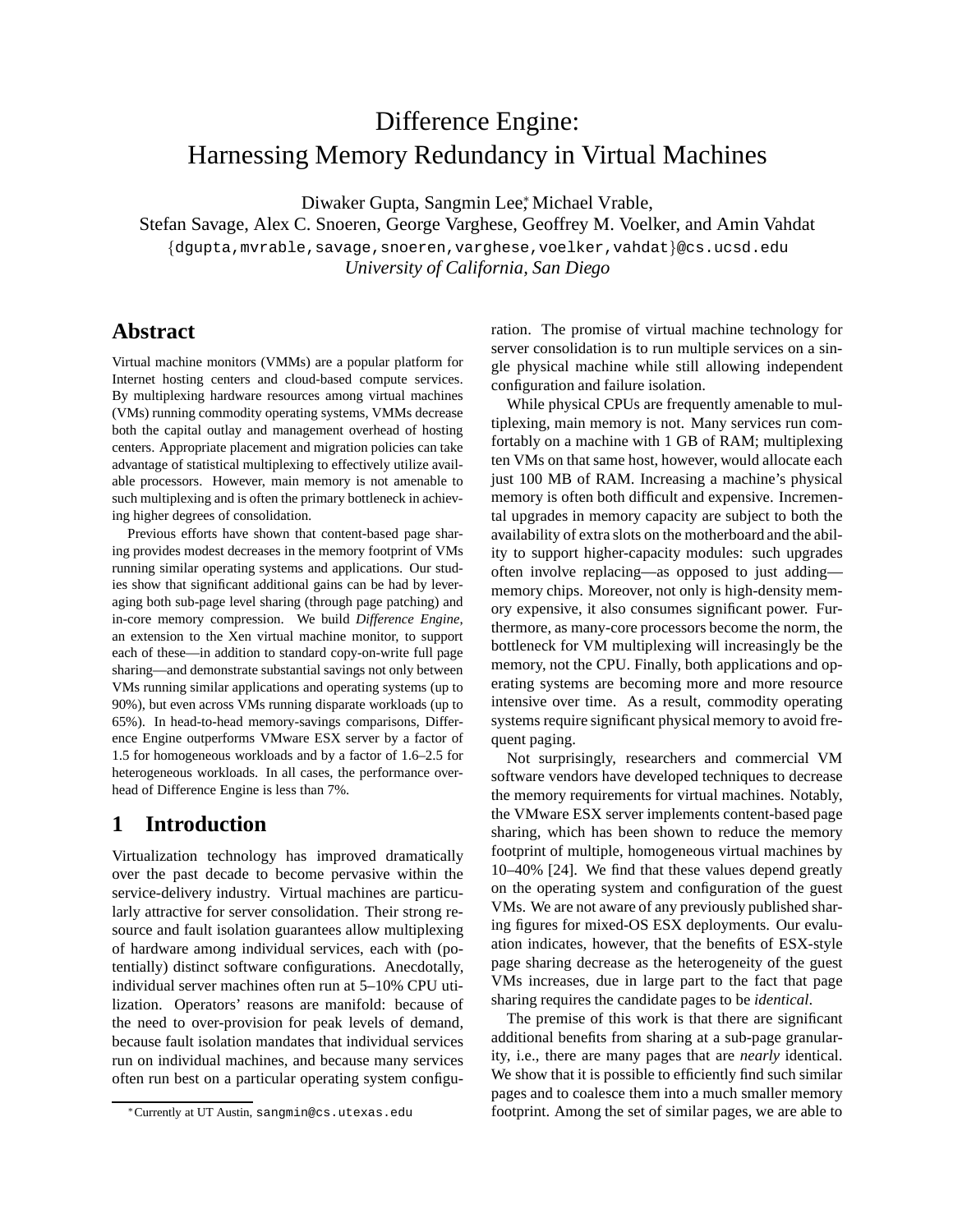# Difference Engine: Harnessing Memory Redundancy in Virtual Machines

Diwaker Gupta, Sangmin Lee[*], Michael Vrable,
Stefan Savage, Alex C. Snoeren, George Varghese, Geoffrey M. Voelker, and Amin Vahdat
{dgupta,mvrable,savage,snoeren,varghese,voelker,vahdat}@cs.ucsd.edu
*University of California, San Diego*

## Abstract

Virtual machine monitors (VMMs) are a popular platform for Internet hosting centers and cloud-based compute services. By multiplexing hardware resources among virtual machines (VMs) running commodity operating systems, VMMs decrease both the capital outlay and management overhead of hosting centers. Appropriate placement and migration policies can take advantage of statistical multiplexing to effectively utilize available processors. However, main memory is not amenable to such multiplexing and is often the primary bottleneck in achieving higher degrees of consolidation.

Previous efforts have shown that content-based page sharing provides modest decreases in the memory footprint of VMs running similar operating systems and applications. Our studies show that significant additional gains can be had by leveraging both sub-page level sharing (through page patching) and in-core memory compression. We build *Difference Engine*, an extension to the Xen virtual machine monitor, to support each of these—in addition to standard copy-on-write full page sharing—and demonstrate substantial savings not only between VMs running similar applications and operating systems (up to 90%), but even across VMs running disparate workloads (up to 65%). In head-to-head memory-savings comparisons, Difference Engine outperforms VMware ESX server by a factor of 1.5 for homogeneous workloads and by a factor of 1.6–2.5 for heterogeneous workloads. In all cases, the performance overhead of Difference Engine is less than 7%.

## 1 Introduction

Virtualization technology has improved dramatically over the past decade to become pervasive within the service-delivery industry. Virtual machines are particularly attractive for server consolidation. Their strong resource and fault isolation guarantees allow multiplexing of hardware among individual services, each with (potentially) distinct software configurations. Anecdotally, individual server machines often run at 5–10% CPU utilization. Operators' reasons are manifold: because of the need to over-provision for peak levels of demand, because fault isolation mandates that individual services run on individual machines, and because many services often run best on a particular operating system configuration. The promise of virtual machine technology for server consolidation is to run multiple services on a single physical machine while still allowing independent configuration and failure isolation.

While physical CPUs are frequently amenable to multiplexing, main memory is not. Many services run comfortably on a machine with 1 GB of RAM; multiplexing ten VMs on that same host, however, would allocate each just 100 MB of RAM. Increasing a machine's physical memory is often both difficult and expensive. Incremental upgrades in memory capacity are subject to both the availability of extra slots on the motherboard and the ability to support higher-capacity modules: such upgrades often involve replacing—as opposed to just adding—memory chips. Moreover, not only is high-density memory expensive, it also consumes significant power. Furthermore, as many-core processors become the norm, the bottleneck for VM multiplexing will increasingly be the memory, not the CPU. Finally, both applications and operating systems are becoming more and more resource intensive over time. As a result, commodity operating systems require significant physical memory to avoid frequent paging.

Not surprisingly, researchers and commercial VM software vendors have developed techniques to decrease the memory requirements for virtual machines. Notably, the VMware ESX server implements content-based page sharing, which has been shown to reduce the memory footprint of multiple, homogeneous virtual machines by 10–40% [24]. We find that these values depend greatly on the operating system and configuration of the guest VMs. We are not aware of any previously published sharing figures for mixed-OS ESX deployments. Our evaluation indicates, however, that the benefits of ESX-style page sharing decrease as the heterogeneity of the guest VMs increases, due in large part to the fact that page sharing requires the candidate pages to be *identical*.

The premise of this work is that there are significant additional benefits from sharing at a sub-page granularity, i.e., there are many pages that are *nearly* identical. We show that it is possible to efficiently find such similar pages and to coalesce them into a much smaller memory footprint. Among the set of similar pages, we are able to

[*] Currently at UT Austin, sangmin@cs.utexas.edu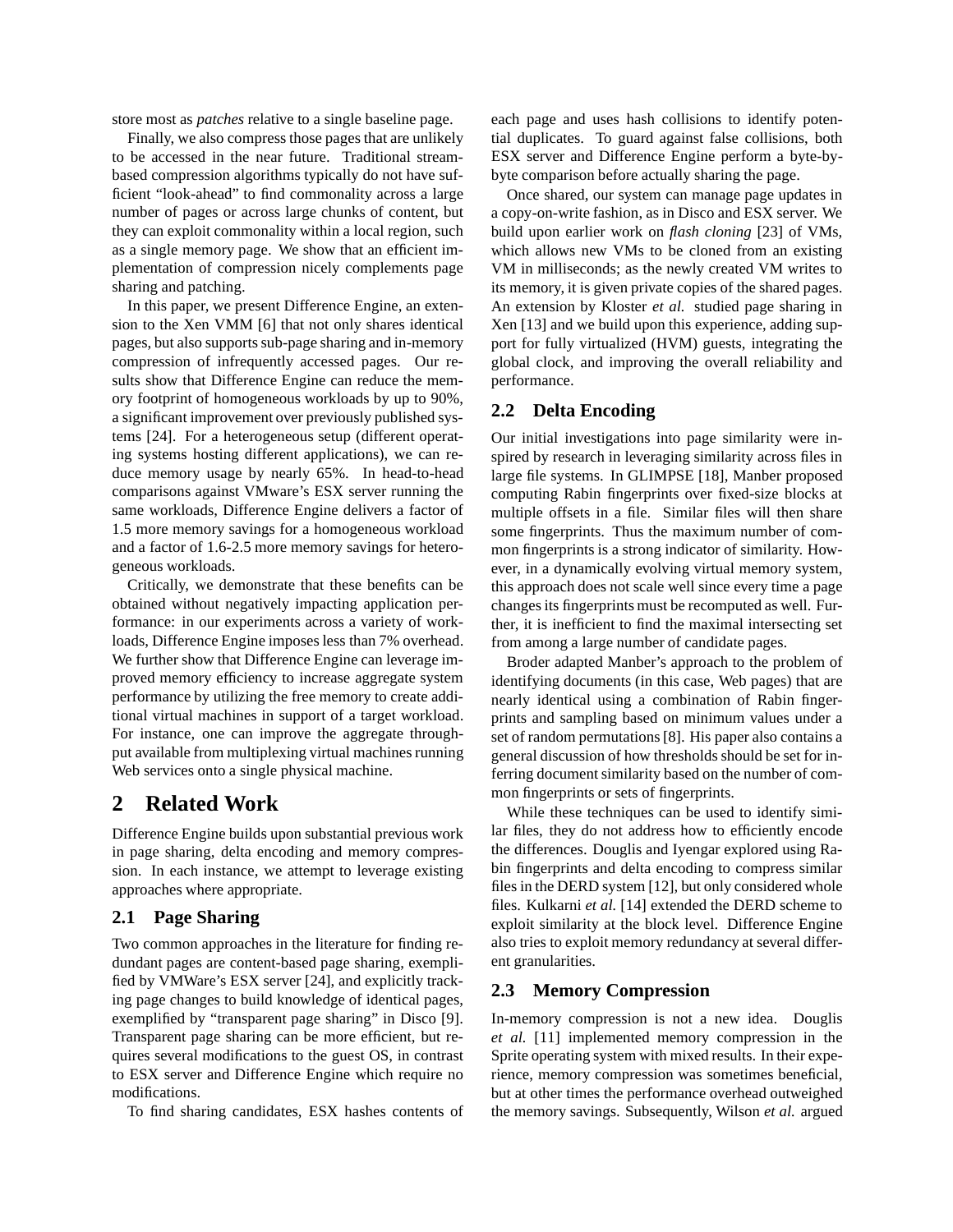store most as *patches* relative to a single baseline page.

Finally, we also compress those pages that are unlikely to be accessed in the near future. Traditional stream-based compression algorithms typically do not have sufficient "look-ahead" to find commonality across a large number of pages or across large chunks of content, but they can exploit commonality within a local region, such as a single memory page. We show that an efficient implementation of compression nicely complements page sharing and patching.

In this paper, we present Difference Engine, an extension to the Xen VMM [6] that not only shares identical pages, but also supports sub-page sharing and in-memory compression of infrequently accessed pages. Our results show that Difference Engine can reduce the memory footprint of homogeneous workloads by up to 90%, a significant improvement over previously published systems [24]. For a heterogeneous setup (different operating systems hosting different applications), we can reduce memory usage by nearly 65%. In head-to-head comparisons against VMware's ESX server running the same workloads, Difference Engine delivers a factor of 1.5 more memory savings for a homogeneous workload and a factor of 1.6-2.5 more memory savings for heterogeneous workloads.

Critically, we demonstrate that these benefits can be obtained without negatively impacting application performance: in our experiments across a variety of workloads, Difference Engine imposes less than 7% overhead. We further show that Difference Engine can leverage improved memory efficiency to increase aggregate system performance by utilizing the free memory to create additional virtual machines in support of a target workload. For instance, one can improve the aggregate throughput available from multiplexing virtual machines running Web services onto a single physical machine.

# 2 Related Work

Difference Engine builds upon substantial previous work in page sharing, delta encoding and memory compression. In each instance, we attempt to leverage existing approaches where appropriate.

## 2.1 Page Sharing

Two common approaches in the literature for finding redundant pages are content-based page sharing, exemplified by VMWare's ESX server [24], and explicitly tracking page changes to build knowledge of identical pages, exemplified by "transparent page sharing" in Disco [9]. Transparent page sharing can be more efficient, but requires several modifications to the guest OS, in contrast to ESX server and Difference Engine which require no modifications.

To find sharing candidates, ESX hashes contents of each page and uses hash collisions to identify potential duplicates. To guard against false collisions, both ESX server and Difference Engine perform a byte-by-byte comparison before actually sharing the page.

Once shared, our system can manage page updates in a copy-on-write fashion, as in Disco and ESX server. We build upon earlier work on *flash cloning* [23] of VMs, which allows new VMs to be cloned from an existing VM in milliseconds; as the newly created VM writes to its memory, it is given private copies of the shared pages. An extension by Kloster *et al.* studied page sharing in Xen [13] and we build upon this experience, adding support for fully virtualized (HVM) guests, integrating the global clock, and improving the overall reliability and performance.

## 2.2 Delta Encoding

Our initial investigations into page similarity were inspired by research in leveraging similarity across files in large file systems. In GLIMPSE [18], Manber proposed computing Rabin fingerprints over fixed-size blocks at multiple offsets in a file. Similar files will then share some fingerprints. Thus the maximum number of common fingerprints is a strong indicator of similarity. However, in a dynamically evolving virtual memory system, this approach does not scale well since every time a page changes its fingerprints must be recomputed as well. Further, it is inefficient to find the maximal intersecting set from among a large number of candidate pages.

Broder adapted Manber's approach to the problem of identifying documents (in this case, Web pages) that are nearly identical using a combination of Rabin fingerprints and sampling based on minimum values under a set of random permutations [8]. His paper also contains a general discussion of how thresholds should be set for inferring document similarity based on the number of common fingerprints or sets of fingerprints.

While these techniques can be used to identify similar files, they do not address how to efficiently encode the differences. Douglis and Iyengar explored using Rabin fingerprints and delta encoding to compress similar files in the DERD system [12], but only considered whole files. Kulkarni *et al.* [14] extended the DERD scheme to exploit similarity at the block level. Difference Engine also tries to exploit memory redundancy at several different granularities.

## 2.3 Memory Compression

In-memory compression is not a new idea. Douglis *et al.* [11] implemented memory compression in the Sprite operating system with mixed results. In their experience, memory compression was sometimes beneficial, but at other times the performance overhead outweighed the memory savings. Subsequently, Wilson *et al.* argued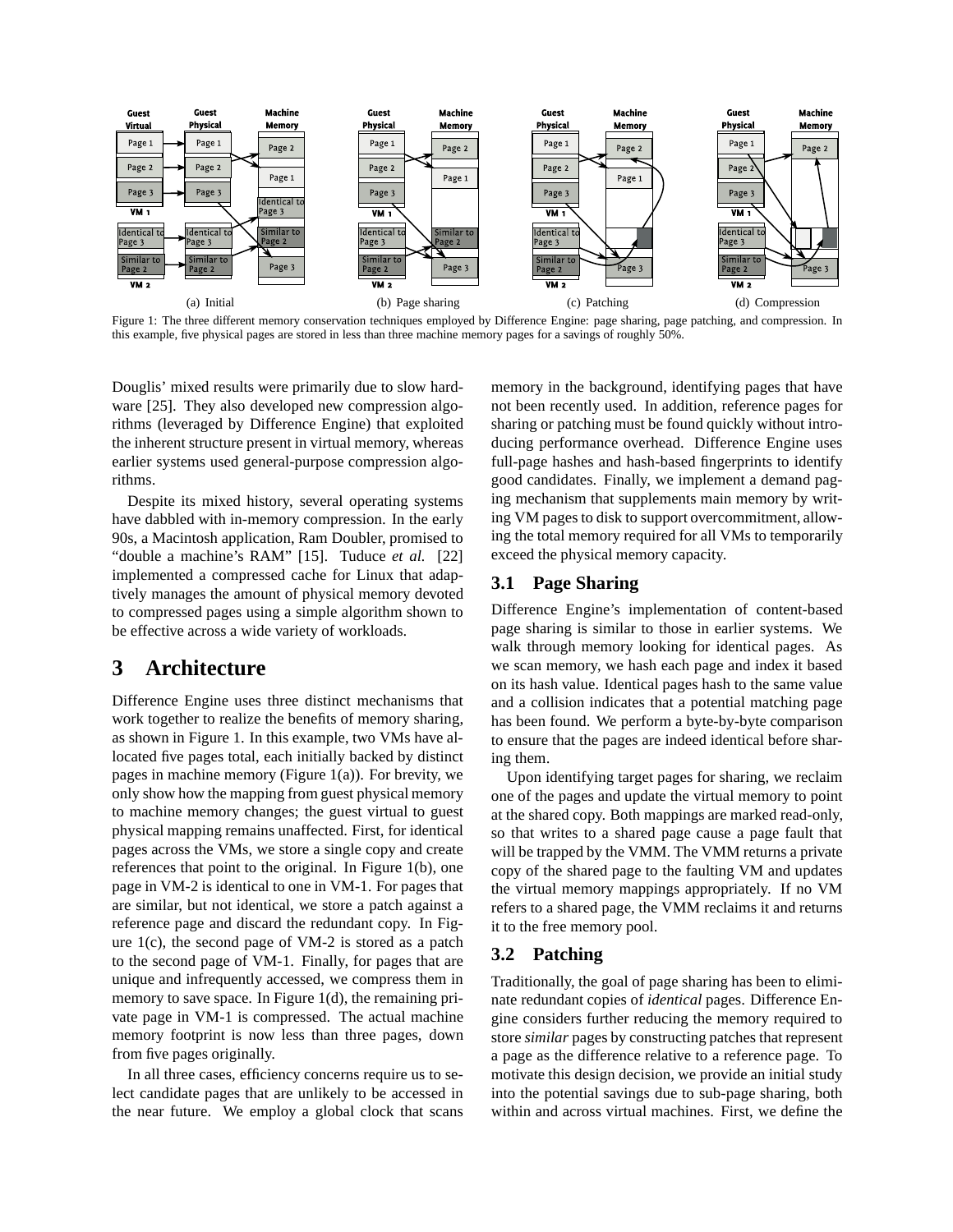Guest Virtual

Guest Physical

Machine Memory

Page 1

Page 2

Page 3

VM 1

Identical to Page 3

Similar to Page 2

VM 2

(a) Initial

(b) Page sharing

(c) Patching

(d) Compression

Figure 1: The three different memory conservation techniques employed by Difference Engine: page sharing, page patching, and compression. In this example, five physical pages are stored in less than three machine memory pages for a savings of roughly 50%.

Douglis' mixed results were primarily due to slow hardware [25]. They also developed new compression algorithms (leveraged by Difference Engine) that exploited the inherent structure present in virtual memory, whereas earlier systems used general-purpose compression algorithms.

Despite its mixed history, several operating systems have dabbled with in-memory compression. In the early 90s, a Macintosh application, Ram Doubler, promised to "double a machine's RAM" [15]. Tuduce *et al.* [22] implemented a compressed cache for Linux that adaptively manages the amount of physical memory devoted to compressed pages using a simple algorithm shown to be effective across a wide variety of workloads.

# 3 Architecture

Difference Engine uses three distinct mechanisms that work together to realize the benefits of memory sharing, as shown in Figure 1. In this example, two VMs have allocated five pages total, each initially backed by distinct pages in machine memory (Figure 1(a)). For brevity, we only show how the mapping from guest physical memory to machine memory changes; the guest virtual to guest physical mapping remains unaffected. First, for identical pages across the VMs, we store a single copy and create references that point to the original. In Figure 1(b), one page in VM-2 is identical to one in VM-1. For pages that are similar, but not identical, we store a patch against a reference page and discard the redundant copy. In Figure 1(c), the second page of VM-2 is stored as a patch to the second page of VM-1. Finally, for pages that are unique and infrequently accessed, we compress them in memory to save space. In Figure 1(d), the remaining private page in VM-1 is compressed. The actual machine memory footprint is now less than three pages, down from five pages originally.

In all three cases, efficiency concerns require us to select candidate pages that are unlikely to be accessed in the near future. We employ a global clock that scans memory in the background, identifying pages that have not been recently used. In addition, reference pages for sharing or patching must be found quickly without introducing performance overhead. Difference Engine uses full-page hashes and hash-based fingerprints to identify good candidates. Finally, we implement a demand paging mechanism that supplements main memory by writing VM pages to disk to support overcommitment, allowing the total memory required for all VMs to temporarily exceed the physical memory capacity.

## 3.1 Page Sharing

Difference Engine's implementation of content-based page sharing is similar to those in earlier systems. We walk through memory looking for identical pages. As we scan memory, we hash each page and index it based on its hash value. Identical pages hash to the same value and a collision indicates that a potential matching page has been found. We perform a byte-by-byte comparison to ensure that the pages are indeed identical before sharing them.

Upon identifying target pages for sharing, we reclaim one of the pages and update the virtual memory to point at the shared copy. Both mappings are marked read-only, so that writes to a shared page cause a page fault that will be trapped by the VMM. The VMM returns a private copy of the shared page to the faulting VM and updates the virtual memory mappings appropriately. If no VM refers to a shared page, the VMM reclaims it and returns it to the free memory pool.

## 3.2 Patching

Traditionally, the goal of page sharing has been to eliminate redundant copies of *identical* pages. Difference Engine considers further reducing the memory required to store *similar* pages by constructing patches that represent a page as the difference relative to a reference page. To motivate this design decision, we provide an initial study into the potential savings due to sub-page sharing, both within and across virtual machines. First, we define the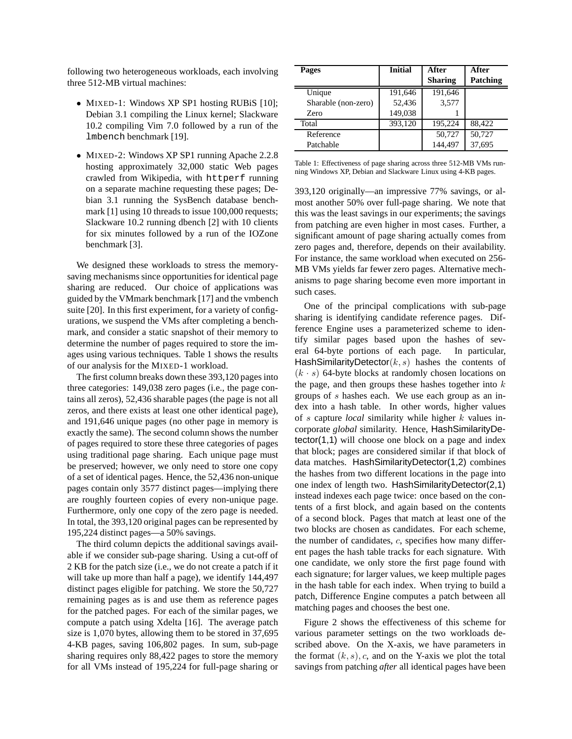following two heterogeneous workloads, each involving three 512-MB virtual machines:

- MIXED-1: Windows XP SP1 hosting RUBiS [10]; Debian 3.1 compiling the Linux kernel; Slackware 10.2 compiling Vim 7.0 followed by a run of the `lmbench` benchmark [19].
- MIXED-2: Windows XP SP1 running Apache 2.2.8 hosting approximately 32,000 static Web pages crawled from Wikipedia, with `httperf` running on a separate machine requesting these pages; Debian 3.1 running the SysBench database benchmark [1] using 10 threads to issue 100,000 requests; Slackware 10.2 running dbench [2] with 10 clients for six minutes followed by a run of the IOZone benchmark [3].

We designed these workloads to stress the memory-saving mechanisms since opportunities for identical page sharing are reduced. Our choice of applications was guided by the VMmark benchmark [17] and the vmbench suite [20]. In this first experiment, for a variety of configurations, we suspend the VMs after completing a benchmark, and consider a static snapshot of their memory to determine the number of pages required to store the images using various techniques. Table 1 shows the results of our analysis for the MIXED-1 workload.

The first column breaks down these 393,120 pages into three categories: 149,038 zero pages (i.e., the page contains all zeros), 52,436 sharable pages (the page is not all zeros, and there exists at least one other identical page), and 191,646 unique pages (no other page in memory is exactly the same). The second column shows the number of pages required to store these three categories of pages using traditional page sharing. Each unique page must be preserved; however, we only need to store one copy of a set of identical pages. Hence, the 52,436 non-unique pages contain only 3577 distinct pages—implying there are roughly fourteen copies of every non-unique page. Furthermore, only one copy of the zero page is needed. In total, the 393,120 original pages can be represented by 195,224 distinct pages—a 50% savings.

The third column depicts the additional savings available if we consider sub-page sharing. Using a cut-off of 2 KB for the patch size (i.e., we do not create a patch if it will take up more than half a page), we identify 144,497 distinct pages eligible for patching. We store the 50,727 remaining pages as is and use them as reference pages for the patched pages. For each of the similar pages, we compute a patch using Xdelta [16]. The average patch size is 1,070 bytes, allowing them to be stored in 37,695 4-KB pages, saving 106,802 pages. In sum, sub-page sharing requires only 88,422 pages to store the memory for all VMs instead of 195,224 for full-page sharing or 393,120 originally—an impressive 77% savings, or almost another 50% over full-page sharing. We note that this was the least savings in our experiments; the savings from patching are even higher in most cases. Further, a significant amount of page sharing actually comes from zero pages and, therefore, depends on their availability. For instance, the same workload when executed on 256-MB VMs yields far fewer zero pages. Alternative mechanisms to page sharing become even more important in such cases.

| Pages | Initial | After Sharing | After Patching |
|---|---|---|---|
| Unique | 191,646 | 191,646 | |
| Sharable (non-zero) | 52,436 | 3,577 | |
| Zero | 149,038 | 1 | |
| Total | 393,120 | 195,224 | 88,422 |
| Reference | | 50,727 | 50,727 |
| Patchable | | 144,497 | 37,695 |

Table 1: Effectiveness of page sharing across three 512-MB VMs running Windows XP, Debian and Slackware Linux using 4-KB pages.

One of the principal complications with sub-page sharing is identifying candidate reference pages. Difference Engine uses a parameterized scheme to identify similar pages based upon the hashes of several 64-byte portions of each page. In particular, HashSimilarityDetector$(k, s)$ hashes the contents of $(k \cdot s)$ 64-byte blocks at randomly chosen locations on the page, and then groups these hashes together into $k$ groups of $s$ hashes each. We use each group as an index into a hash table. In other words, higher values of $s$ capture *local* similarity while higher $k$ values incorporate *global* similarity. Hence, HashSimilarityDetector(1,1) will choose one block on a page and index that block; pages are considered similar if that block of data matches. HashSimilarityDetector(1,2) combines the hashes from two different locations in the page into one index of length two. HashSimilarityDetector(2,1) instead indexes each page twice: once based on the contents of a first block, and again based on the contents of a second block. Pages that match at least one of the two blocks are chosen as candidates. For each scheme, the number of candidates, $c$, specifies how many different pages the hash table tracks for each signature. With one candidate, we only store the first page found with each signature; for larger values, we keep multiple pages in the hash table for each index. When trying to build a patch, Difference Engine computes a patch between all matching pages and chooses the best one.

Figure 2 shows the effectiveness of this scheme for various parameter settings on the two workloads described above. On the X-axis, we have parameters in the format $(k, s), c$, and on the Y-axis we plot the total savings from patching *after* all identical pages have been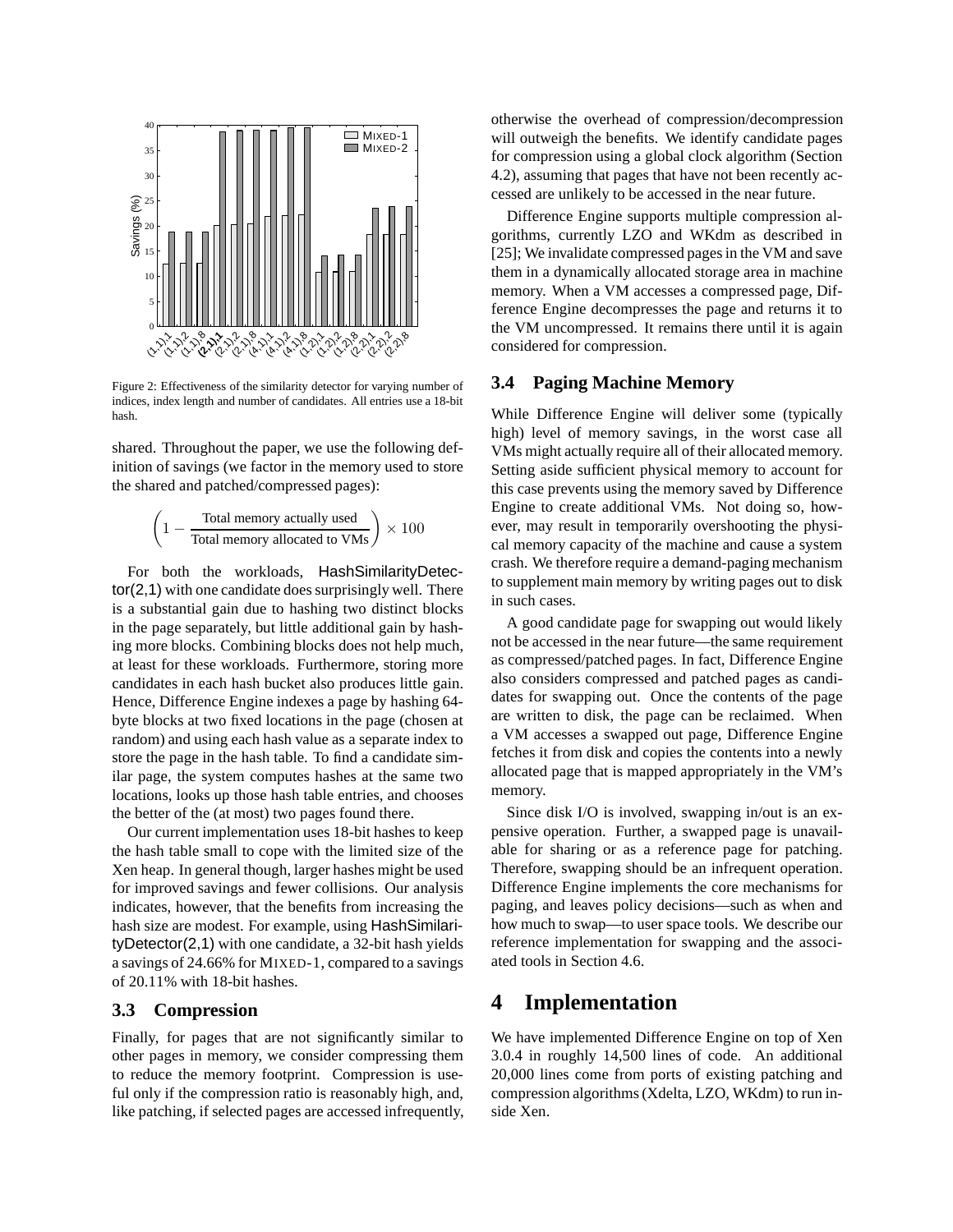Figure 2: Effectiveness of the similarity detector for varying number of indices, index length and number of candidates. All entries use a 18-bit hash.

shared. Throughout the paper, we use the following definition of savings (we factor in the memory used to store the shared and patched/compressed pages):

$$\left(1 - \frac{\text{Total memory actually used}}{\text{Total memory allocated to VMs}}\right) \times 100$$

For both the workloads, HashSimilarityDetector(2,1) with one candidate does surprisingly well. There is a substantial gain due to hashing two distinct blocks in the page separately, but little additional gain by hashing more blocks. Combining blocks does not help much, at least for these workloads. Furthermore, storing more candidates in each hash bucket also produces little gain. Hence, Difference Engine indexes a page by hashing 64-byte blocks at two fixed locations in the page (chosen at random) and using each hash value as a separate index to store the page in the hash table. To find a candidate similar page, the system computes hashes at the same two locations, looks up those hash table entries, and chooses the better of the (at most) two pages found there.

Our current implementation uses 18-bit hashes to keep the hash table small to cope with the limited size of the Xen heap. In general though, larger hashes might be used for improved savings and fewer collisions. Our analysis indicates, however, that the benefits from increasing the hash size are modest. For example, using HashSimilarityDetector(2,1) with one candidate, a 32-bit hash yields a savings of 24.66% for MIXED-1, compared to a savings of 20.11% with 18-bit hashes.

### 3.3 Compression

Finally, for pages that are not significantly similar to other pages in memory, we consider compressing them to reduce the memory footprint. Compression is useful only if the compression ratio is reasonably high, and, like patching, if selected pages are accessed infrequently, otherwise the overhead of compression/decompression will outweigh the benefits. We identify candidate pages for compression using a global clock algorithm (Section 4.2), assuming that pages that have not been recently accessed are unlikely to be accessed in the near future.

Difference Engine supports multiple compression algorithms, currently LZO and WKdm as described in [25]; We invalidate compressed pages in the VM and save them in a dynamically allocated storage area in machine memory. When a VM accesses a compressed page, Difference Engine decompresses the page and returns it to the VM uncompressed. It remains there until it is again considered for compression.

### 3.4 Paging Machine Memory

While Difference Engine will deliver some (typically high) level of memory savings, in the worst case all VMs might actually require all of their allocated memory. Setting aside sufficient physical memory to account for this case prevents using the memory saved by Difference Engine to create additional VMs. Not doing so, however, may result in temporarily overshooting the physical memory capacity of the machine and cause a system crash. We therefore require a demand-paging mechanism to supplement main memory by writing pages out to disk in such cases.

A good candidate page for swapping out would likely not be accessed in the near future—the same requirement as compressed/patched pages. In fact, Difference Engine also considers compressed and patched pages as candidates for swapping out. Once the contents of the page are written to disk, the page can be reclaimed. When a VM accesses a swapped out page, Difference Engine fetches it from disk and copies the contents into a newly allocated page that is mapped appropriately in the VM's memory.

Since disk I/O is involved, swapping in/out is an expensive operation. Further, a swapped page is unavailable for sharing or as a reference page for patching. Therefore, swapping should be an infrequent operation. Difference Engine implements the core mechanisms for paging, and leaves policy decisions—such as when and how much to swap—to user space tools. We describe our reference implementation for swapping and the associated tools in Section 4.6.

## 4 Implementation

We have implemented Difference Engine on top of Xen 3.0.4 in roughly 14,500 lines of code. An additional 20,000 lines come from ports of existing patching and compression algorithms (Xdelta, LZO, WKdm) to run inside Xen.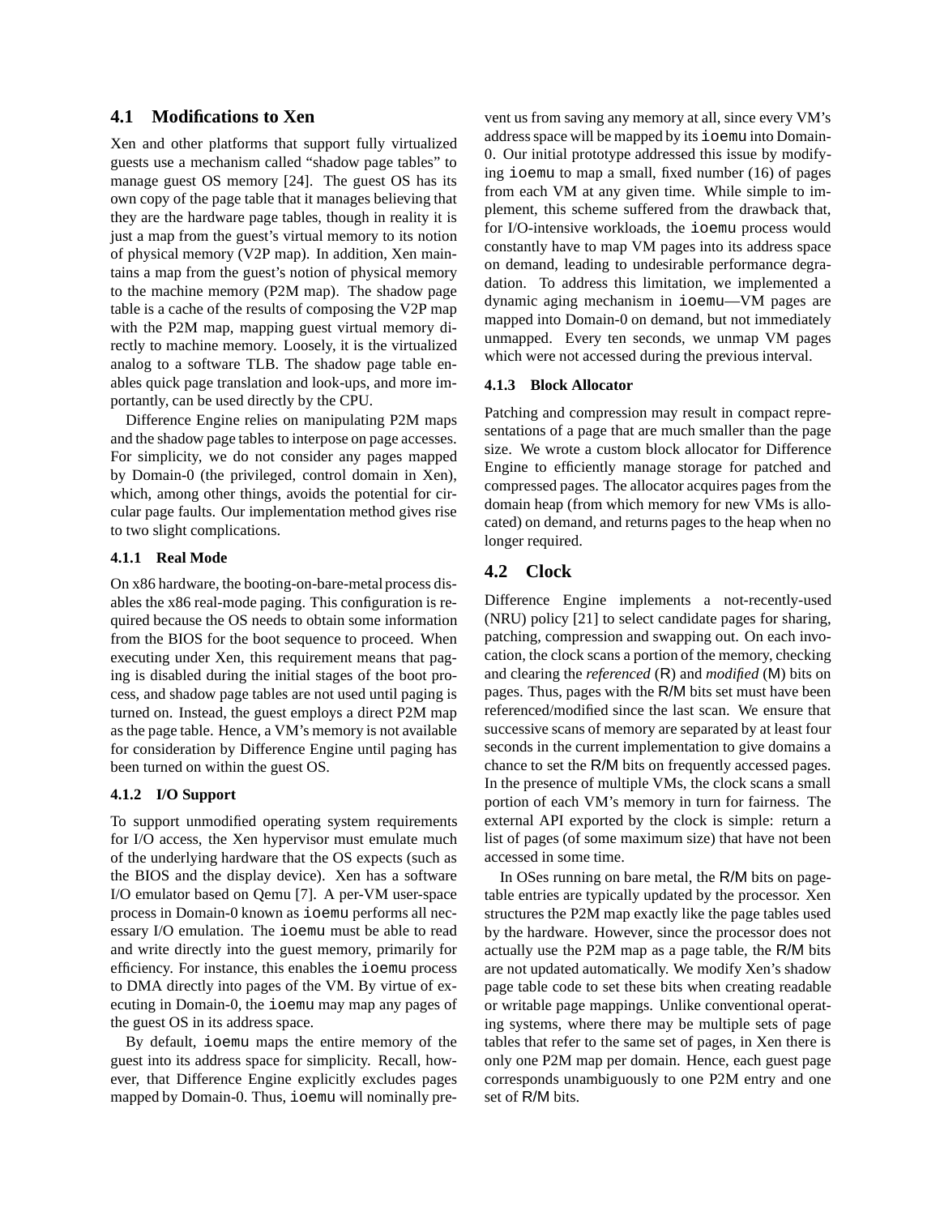## 4.1 Modifications to Xen

Xen and other platforms that support fully virtualized guests use a mechanism called "shadow page tables" to manage guest OS memory [24]. The guest OS has its own copy of the page table that it manages believing that they are the hardware page tables, though in reality it is just a map from the guest's virtual memory to its notion of physical memory (V2P map). In addition, Xen maintains a map from the guest's notion of physical memory to the machine memory (P2M map). The shadow page table is a cache of the results of composing the V2P map with the P2M map, mapping guest virtual memory directly to machine memory. Loosely, it is the virtualized analog to a software TLB. The shadow page table enables quick page translation and look-ups, and more importantly, can be used directly by the CPU.

Difference Engine relies on manipulating P2M maps and the shadow page tables to interpose on page accesses. For simplicity, we do not consider any pages mapped by Domain-0 (the privileged, control domain in Xen), which, among other things, avoids the potential for circular page faults. Our implementation method gives rise to two slight complications.

### 4.1.1 Real Mode

On x86 hardware, the booting-on-bare-metal process disables the x86 real-mode paging. This configuration is required because the OS needs to obtain some information from the BIOS for the boot sequence to proceed. When executing under Xen, this requirement means that paging is disabled during the initial stages of the boot process, and shadow page tables are not used until paging is turned on. Instead, the guest employs a direct P2M map as the page table. Hence, a VM's memory is not available for consideration by Difference Engine until paging has been turned on within the guest OS.

### 4.1.2 I/O Support

To support unmodified operating system requirements for I/O access, the Xen hypervisor must emulate much of the underlying hardware that the OS expects (such as the BIOS and the display device). Xen has a software I/O emulator based on Qemu [7]. A per-VM user-space process in Domain-0 known as `ioemu` performs all necessary I/O emulation. The `ioemu` must be able to read and write directly into the guest memory, primarily for efficiency. For instance, this enables the `ioemu` process to DMA directly into pages of the VM. By virtue of executing in Domain-0, the `ioemu` may map any pages of the guest OS in its address space.

By default, `ioemu` maps the entire memory of the guest into its address space for simplicity. Recall, however, that Difference Engine explicitly excludes pages mapped by Domain-0. Thus, `ioemu` will nominally prevent us from saving any memory at all, since every VM's address space will be mapped by its `ioemu` into Domain-0. Our initial prototype addressed this issue by modifying `ioemu` to map a small, fixed number (16) of pages from each VM at any given time. While simple to implement, this scheme suffered from the drawback that, for I/O-intensive workloads, the `ioemu` process would constantly have to map VM pages into its address space on demand, leading to undesirable performance degradation. To address this limitation, we implemented a dynamic aging mechanism in `ioemu`—VM pages are mapped into Domain-0 on demand, but not immediately unmapped. Every ten seconds, we unmap VM pages which were not accessed during the previous interval.

### 4.1.3 Block Allocator

Patching and compression may result in compact representations of a page that are much smaller than the page size. We wrote a custom block allocator for Difference Engine to efficiently manage storage for patched and compressed pages. The allocator acquires pages from the domain heap (from which memory for new VMs is allocated) on demand, and returns pages to the heap when no longer required.

## 4.2 Clock

Difference Engine implements a not-recently-used (NRU) policy [21] to select candidate pages for sharing, patching, compression and swapping out. On each invocation, the clock scans a portion of the memory, checking and clearing the *referenced* (R) and *modified* (M) bits on pages. Thus, pages with the R/M bits set must have been referenced/modified since the last scan. We ensure that successive scans of memory are separated by at least four seconds in the current implementation to give domains a chance to set the R/M bits on frequently accessed pages. In the presence of multiple VMs, the clock scans a small portion of each VM's memory in turn for fairness. The external API exported by the clock is simple: return a list of pages (of some maximum size) that have not been accessed in some time.

In OSes running on bare metal, the R/M bits on page-table entries are typically updated by the processor. Xen structures the P2M map exactly like the page tables used by the hardware. However, since the processor does not actually use the P2M map as a page table, the R/M bits are not updated automatically. We modify Xen's shadow page table code to set these bits when creating readable or writable page mappings. Unlike conventional operating systems, where there may be multiple sets of page tables that refer to the same set of pages, in Xen there is only one P2M map per domain. Hence, each guest page corresponds unambiguously to one P2M entry and one set of R/M bits.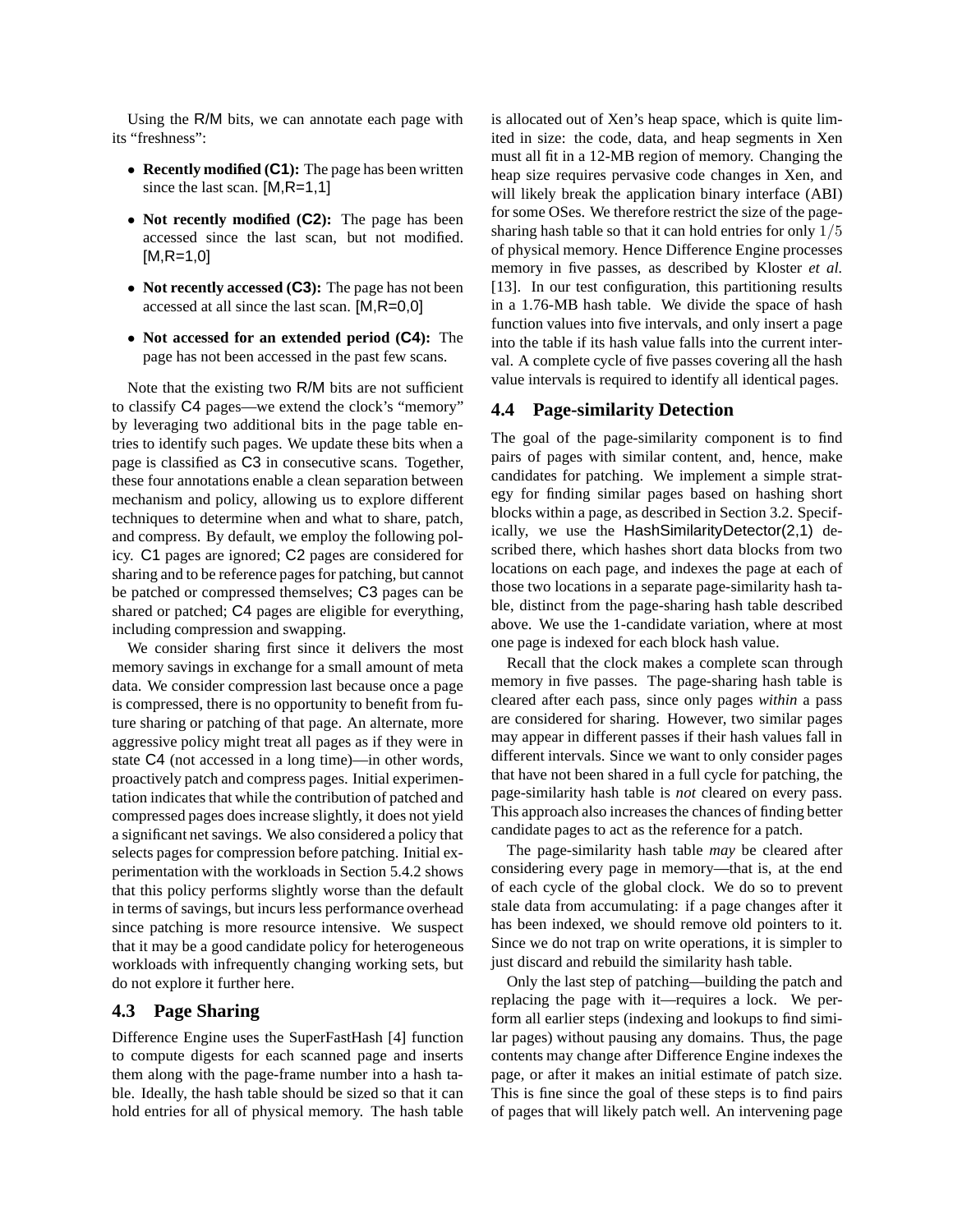Using the R/M bits, we can annotate each page with its "freshness":

- **Recently modified (C1):** The page has been written since the last scan. [M,R=1,1]
- **Not recently modified (C2):** The page has been accessed since the last scan, but not modified. [M,R=1,0]
- **Not recently accessed (C3):** The page has not been accessed at all since the last scan. [M,R=0,0]
- **Not accessed for an extended period (C4):** The page has not been accessed in the past few scans.

Note that the existing two R/M bits are not sufficient to classify C4 pages—we extend the clock's "memory" by leveraging two additional bits in the page table entries to identify such pages. We update these bits when a page is classified as C3 in consecutive scans. Together, these four annotations enable a clean separation between mechanism and policy, allowing us to explore different techniques to determine when and what to share, patch, and compress. By default, we employ the following policy. C1 pages are ignored; C2 pages are considered for sharing and to be reference pages for patching, but cannot be patched or compressed themselves; C3 pages can be shared or patched; C4 pages are eligible for everything, including compression and swapping.

We consider sharing first since it delivers the most memory savings in exchange for a small amount of meta data. We consider compression last because once a page is compressed, there is no opportunity to benefit from future sharing or patching of that page. An alternate, more aggressive policy might treat all pages as if they were in state C4 (not accessed in a long time)—in other words, proactively patch and compress pages. Initial experimentation indicates that while the contribution of patched and compressed pages does increase slightly, it does not yield a significant net savings. We also considered a policy that selects pages for compression before patching. Initial experimentation with the workloads in Section 5.4.2 shows that this policy performs slightly worse than the default in terms of savings, but incurs less performance overhead since patching is more resource intensive. We suspect that it may be a good candidate policy for heterogeneous workloads with infrequently changing working sets, but do not explore it further here.

## 4.3 Page Sharing

Difference Engine uses the SuperFastHash [4] function to compute digests for each scanned page and inserts them along with the page-frame number into a hash table. Ideally, the hash table should be sized so that it can hold entries for all of physical memory. The hash table is allocated out of Xen's heap space, which is quite limited in size: the code, data, and heap segments in Xen must all fit in a 12-MB region of memory. Changing the heap size requires pervasive code changes in Xen, and will likely break the application binary interface (ABI) for some OSes. We therefore restrict the size of the page-sharing hash table so that it can hold entries for only $1/5$ of physical memory. Hence Difference Engine processes memory in five passes, as described by Kloster *et al.* [13]. In our test configuration, this partitioning results in a 1.76-MB hash table. We divide the space of hash function values into five intervals, and only insert a page into the table if its hash value falls into the current interval. A complete cycle of five passes covering all the hash value intervals is required to identify all identical pages.

## 4.4 Page-similarity Detection

The goal of the page-similarity component is to find pairs of pages with similar content, and, hence, make candidates for patching. We implement a simple strategy for finding similar pages based on hashing short blocks within a page, as described in Section 3.2. Specifically, we use the HashSimilarityDetector(2,1) described there, which hashes short data blocks from two locations on each page, and indexes the page at each of those two locations in a separate page-similarity hash table, distinct from the page-sharing hash table described above. We use the 1-candidate variation, where at most one page is indexed for each block hash value.

Recall that the clock makes a complete scan through memory in five passes. The page-sharing hash table is cleared after each pass, since only pages *within* a pass are considered for sharing. However, two similar pages may appear in different passes if their hash values fall in different intervals. Since we want to only consider pages that have not been shared in a full cycle for patching, the page-similarity hash table is *not* cleared on every pass. This approach also increases the chances of finding better candidate pages to act as the reference for a patch.

The page-similarity hash table *may* be cleared after considering every page in memory—that is, at the end of each cycle of the global clock. We do so to prevent stale data from accumulating: if a page changes after it has been indexed, we should remove old pointers to it. Since we do not trap on write operations, it is simpler to just discard and rebuild the similarity hash table.

Only the last step of patching—building the patch and replacing the page with it—requires a lock. We perform all earlier steps (indexing and lookups to find similar pages) without pausing any domains. Thus, the page contents may change after Difference Engine indexes the page, or after it makes an initial estimate of patch size. This is fine since the goal of these steps is to find pairs of pages that will likely patch well. An intervening page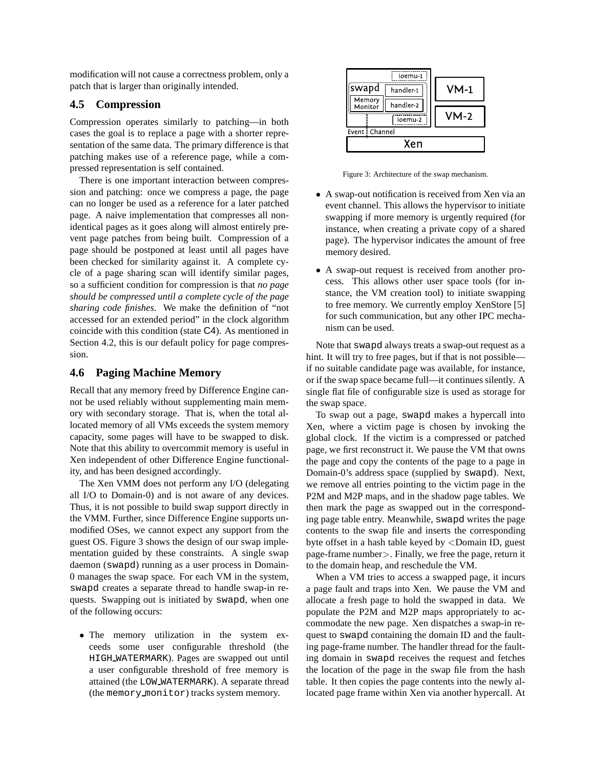modification will not cause a correctness problem, only a patch that is larger than originally intended.

### 4.5 Compression

Compression operates similarly to patching—in both cases the goal is to replace a page with a shorter representation of the same data. The primary difference is that patching makes use of a reference page, while a compressed representation is self contained.

There is one important interaction between compression and patching: once we compress a page, the page can no longer be used as a reference for a later patched page. A naive implementation that compresses all non-identical pages as it goes along will almost entirely prevent page patches from being built. Compression of a page should be postponed at least until all pages have been checked for similarity against it. A complete cycle of a page sharing scan will identify similar pages, so a sufficient condition for compression is that *no page should be compressed until a complete cycle of the page sharing code finishes*. We make the definition of "not accessed for an extended period" in the clock algorithm coincide with this condition (state C4). As mentioned in Section 4.2, this is our default policy for page compression.

### 4.6 Paging Machine Memory

Recall that any memory freed by Difference Engine cannot be used reliably without supplementing main memory with secondary storage. That is, when the total allocated memory of all VMs exceeds the system memory capacity, some pages will have to be swapped to disk. Note that this ability to overcommit memory is useful in Xen independent of other Difference Engine functionality, and has been designed accordingly.

The Xen VMM does not perform any I/O (delegating all I/O to Domain-0) and is not aware of any devices. Thus, it is not possible to build swap support directly in the VMM. Further, since Difference Engine supports unmodified OSes, we cannot expect any support from the guest OS. Figure 3 shows the design of our swap implementation guided by these constraints. A single swap daemon (swapd) running as a user process in Domain-0 manages the swap space. For each VM in the system, swapd creates a separate thread to handle swap-in requests. Swapping out is initiated by swapd, when one of the following occurs:

- The memory utilization in the system exceeds some user configurable threshold (the HIGH_WATERMARK). Pages are swapped out until a user configurable threshold of free memory is attained (the LOW_WATERMARK). A separate thread (the memory_monitor) tracks system memory.

Figure 3: Architecture of the swap mechanism.

- A swap-out notification is received from Xen via an event channel. This allows the hypervisor to initiate swapping if more memory is urgently required (for instance, when creating a private copy of a shared page). The hypervisor indicates the amount of free memory desired.
- A swap-out request is received from another process. This allows other user space tools (for instance, the VM creation tool) to initiate swapping to free memory. We currently employ XenStore [5] for such communication, but any other IPC mechanism can be used.

Note that swapd always treats a swap-out request as a hint. It will try to free pages, but if that is not possible—if no suitable candidate page was available, for instance, or if the swap space became full—it continues silently. A single flat file of configurable size is used as storage for the swap space.

To swap out a page, swapd makes a hypercall into Xen, where a victim page is chosen by invoking the global clock. If the victim is a compressed or patched page, we first reconstruct it. We pause the VM that owns the page and copy the contents of the page to a page in Domain-0's address space (supplied by swapd). Next, we remove all entries pointing to the victim page in the P2M and M2P maps, and in the shadow page tables. We then mark the page as swapped out in the corresponding page table entry. Meanwhile, swapd writes the page contents to the swap file and inserts the corresponding byte offset in a hash table keyed by <Domain ID, guest page-frame number>. Finally, we free the page, return it to the domain heap, and reschedule the VM.

When a VM tries to access a swapped page, it incurs a page fault and traps into Xen. We pause the VM and allocate a fresh page to hold the swapped in data. We populate the P2M and M2P maps appropriately to accommodate the new page. Xen dispatches a swap-in request to swapd containing the domain ID and the faulting page-frame number. The handler thread for the faulting domain in swapd receives the request and fetches the location of the page in the swap file from the hash table. It then copies the page contents into the newly allocated page frame within Xen via another hypercall. At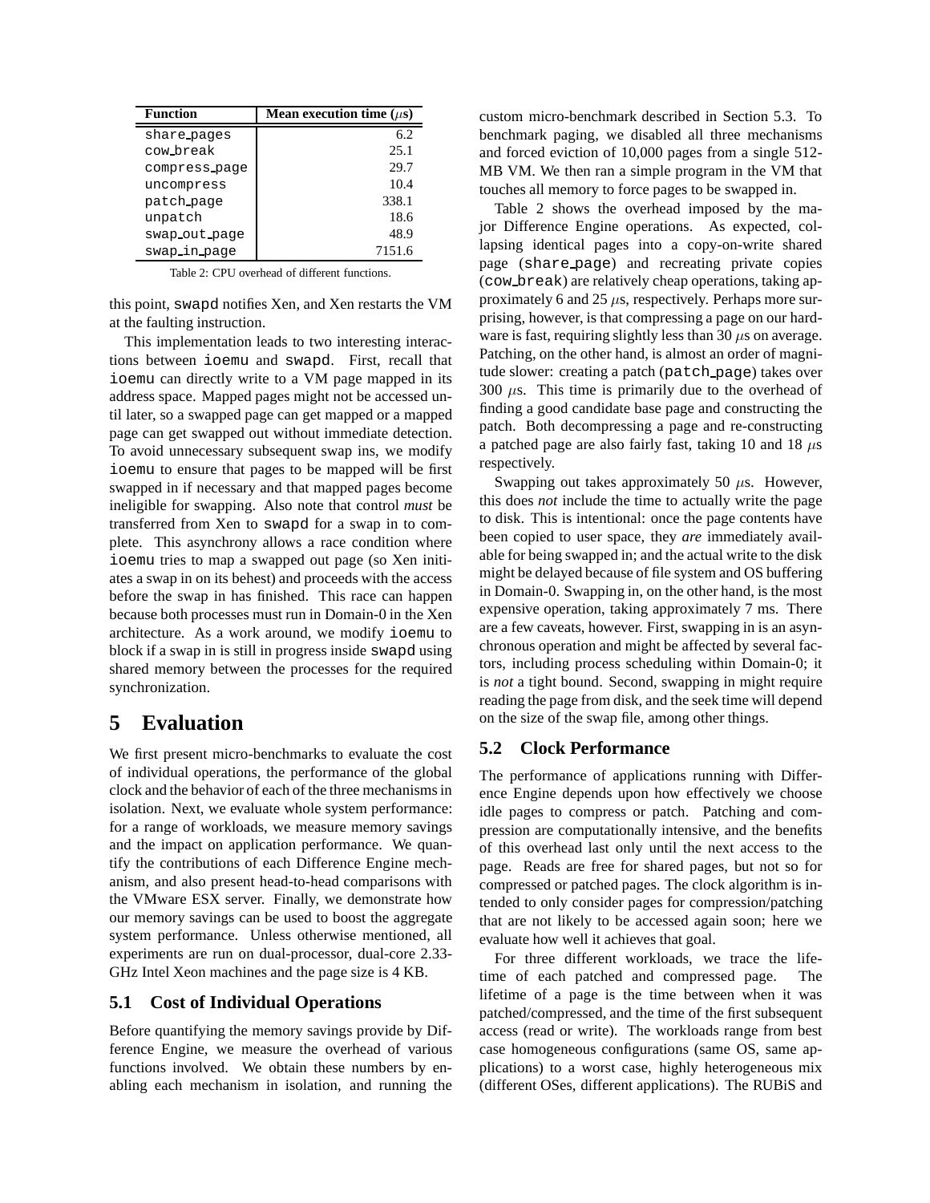| Function | Mean execution time ($\mu$s) |
|---|---|
| share_pages | 6.2 |
| cow_break | 25.1 |
| compress_page | 29.7 |
| uncompress | 10.4 |
| patch_page | 338.1 |
| unpatch | 18.6 |
| swap_out_page | 48.9 |
| swap_in_page | 7151.6 |

Table 2: CPU overhead of different functions.

this point, swapd notifies Xen, and Xen restarts the VM at the faulting instruction.

This implementation leads to two interesting interactions between ioemu and swapd. First, recall that ioemu can directly write to a VM page mapped in its address space. Mapped pages might not be accessed until later, so a swapped page can get mapped or a mapped page can get swapped out without immediate detection. To avoid unnecessary subsequent swap ins, we modify ioemu to ensure that pages to be mapped will be first swapped in if necessary and that mapped pages become ineligible for swapping. Also note that control *must* be transferred from Xen to swapd for a swap in to complete. This asynchrony allows a race condition where ioemu tries to map a swapped out page (so Xen initiates a swap in on its behest) and proceeds with the access before the swap in has finished. This race can happen because both processes must run in Domain-0 in the Xen architecture. As a work around, we modify ioemu to block if a swap in is still in progress inside swapd using shared memory between the processes for the required synchronization.

# 5 Evaluation

We first present micro-benchmarks to evaluate the cost of individual operations, the performance of the global clock and the behavior of each of the three mechanisms in isolation. Next, we evaluate whole system performance: for a range of workloads, we measure memory savings and the impact on application performance. We quantify the contributions of each Difference Engine mechanism, and also present head-to-head comparisons with the VMware ESX server. Finally, we demonstrate how our memory savings can be used to boost the aggregate system performance. Unless otherwise mentioned, all experiments are run on dual-processor, dual-core 2.33-GHz Intel Xeon machines and the page size is 4 KB.

## 5.1 Cost of Individual Operations

Before quantifying the memory savings provide by Difference Engine, we measure the overhead of various functions involved. We obtain these numbers by enabling each mechanism in isolation, and running the custom micro-benchmark described in Section 5.3. To benchmark paging, we disabled all three mechanisms and forced eviction of 10,000 pages from a single 512-MB VM. We then ran a simple program in the VM that touches all memory to force pages to be swapped in.

Table 2 shows the overhead imposed by the major Difference Engine operations. As expected, collapsing identical pages into a copy-on-write shared page (share_page) and recreating private copies (cow_break) are relatively cheap operations, taking approximately 6 and 25 $\mu$s, respectively. Perhaps more surprising, however, is that compressing a page on our hardware is fast, requiring slightly less than 30 $\mu$s on average. Patching, on the other hand, is almost an order of magnitude slower: creating a patch (patch_page) takes over 300 $\mu$s. This time is primarily due to the overhead of finding a good candidate base page and constructing the patch. Both decompressing a page and re-constructing a patched page are also fairly fast, taking 10 and 18 $\mu$s respectively.

Swapping out takes approximately 50 $\mu$s. However, this does *not* include the time to actually write the page to disk. This is intentional: once the page contents have been copied to user space, they *are* immediately available for being swapped in; and the actual write to the disk might be delayed because of file system and OS buffering in Domain-0. Swapping in, on the other hand, is the most expensive operation, taking approximately 7 ms. There are a few caveats, however. First, swapping in is an asynchronous operation and might be affected by several factors, including process scheduling within Domain-0; it is *not* a tight bound. Second, swapping in might require reading the page from disk, and the seek time will depend on the size of the swap file, among other things.

## 5.2 Clock Performance

The performance of applications running with Difference Engine depends upon how effectively we choose idle pages to compress or patch. Patching and compression are computationally intensive, and the benefits of this overhead last only until the next access to the page. Reads are free for shared pages, but not so for compressed or patched pages. The clock algorithm is intended to only consider pages for compression/patching that are not likely to be accessed again soon; here we evaluate how well it achieves that goal.

For three different workloads, we trace the lifetime of each patched and compressed page. The lifetime of a page is the time between when it was patched/compressed, and the time of the first subsequent access (read or write). The workloads range from best case homogeneous configurations (same OS, same applications) to a worst case, highly heterogeneous mix (different OSes, different applications). The RUBiS and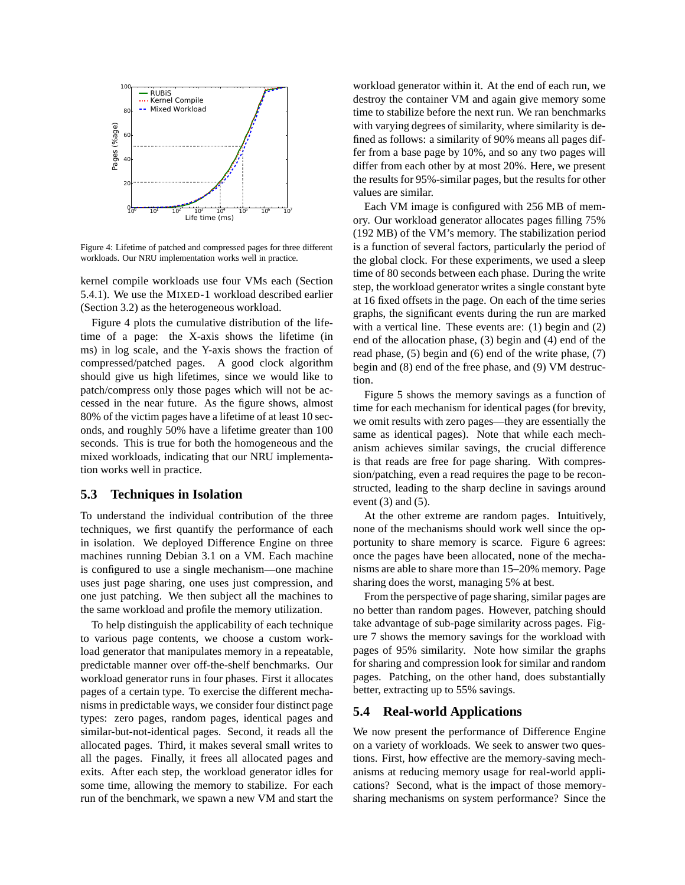Figure 4: Lifetime of patched and compressed pages for three different workloads. Our NRU implementation works well in practice.

kernel compile workloads use four VMs each (Section 5.4.1). We use the MIXED-1 workload described earlier (Section 3.2) as the heterogeneous workload.

Figure 4 plots the cumulative distribution of the lifetime of a page: the X-axis shows the lifetime (in ms) in log scale, and the Y-axis shows the fraction of compressed/patched pages. A good clock algorithm should give us high lifetimes, since we would like to patch/compress only those pages which will not be accessed in the near future. As the figure shows, almost 80% of the victim pages have a lifetime of at least 10 seconds, and roughly 50% have a lifetime greater than 100 seconds. This is true for both the homogeneous and the mixed workloads, indicating that our NRU implementation works well in practice.

## 5.3 Techniques in Isolation

To understand the individual contribution of the three techniques, we first quantify the performance of each in isolation. We deployed Difference Engine on three machines running Debian 3.1 on a VM. Each machine is configured to use a single mechanism—one machine uses just page sharing, one uses just compression, and one just patching. We then subject all the machines to the same workload and profile the memory utilization.

To help distinguish the applicability of each technique to various page contents, we choose a custom workload generator that manipulates memory in a repeatable, predictable manner over off-the-shelf benchmarks. Our workload generator runs in four phases. First it allocates pages of a certain type. To exercise the different mechanisms in predictable ways, we consider four distinct page types: zero pages, random pages, identical pages and similar-but-not-identical pages. Second, it reads all the allocated pages. Third, it makes several small writes to all the pages. Finally, it frees all allocated pages and exits. After each step, the workload generator idles for some time, allowing the memory to stabilize. For each run of the benchmark, we spawn a new VM and start the workload generator within it. At the end of each run, we destroy the container VM and again give memory some time to stabilize before the next run. We ran benchmarks with varying degrees of similarity, where similarity is defined as follows: a similarity of 90% means all pages differ from a base page by 10%, and so any two pages will differ from each other by at most 20%. Here, we present the results for 95%-similar pages, but the results for other values are similar.

Each VM image is configured with 256 MB of memory. Our workload generator allocates pages filling 75% (192 MB) of the VM's memory. The stabilization period is a function of several factors, particularly the period of the global clock. For these experiments, we used a sleep time of 80 seconds between each phase. During the write step, the workload generator writes a single constant byte at 16 fixed offsets in the page. On each of the time series graphs, the significant events during the run are marked with a vertical line. These events are: (1) begin and (2) end of the allocation phase, (3) begin and (4) end of the read phase, (5) begin and (6) end of the write phase, (7) begin and (8) end of the free phase, and (9) VM destruction.

Figure 5 shows the memory savings as a function of time for each mechanism for identical pages (for brevity, we omit results with zero pages—they are essentially the same as identical pages). Note that while each mechanism achieves similar savings, the crucial difference is that reads are free for page sharing. With compression/patching, even a read requires the page to be reconstructed, leading to the sharp decline in savings around event (3) and (5).

At the other extreme are random pages. Intuitively, none of the mechanisms should work well since the opportunity to share memory is scarce. Figure 6 agrees: once the pages have been allocated, none of the mechanisms are able to share more than 15–20% memory. Page sharing does the worst, managing 5% at best.

From the perspective of page sharing, similar pages are no better than random pages. However, patching should take advantage of sub-page similarity across pages. Figure 7 shows the memory savings for the workload with pages of 95% similarity. Note how similar the graphs for sharing and compression look for similar and random pages. Patching, on the other hand, does substantially better, extracting up to 55% savings.

## 5.4 Real-world Applications

We now present the performance of Difference Engine on a variety of workloads. We seek to answer two questions. First, how effective are the memory-saving mechanisms at reducing memory usage for real-world applications? Second, what is the impact of those memory-sharing mechanisms on system performance? Since the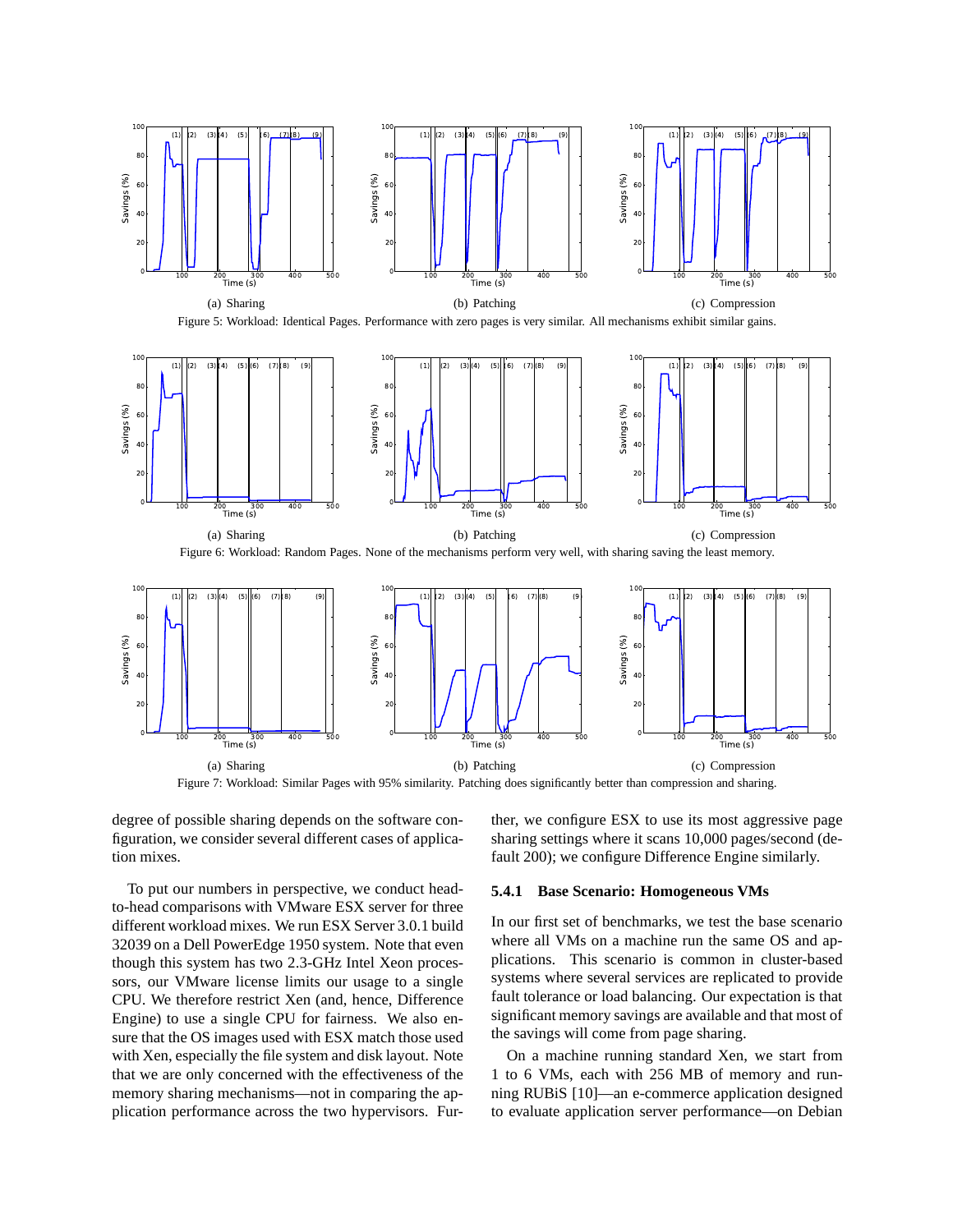(a) Sharing

(b) Patching

(c) Compression

Figure 5: Workload: Identical Pages. Performance with zero pages is very similar. All mechanisms exhibit similar gains.

(a) Sharing

(b) Patching

(c) Compression

Figure 6: Workload: Random Pages. None of the mechanisms perform very well, with sharing saving the least memory.

(a) Sharing

(b) Patching

(c) Compression

Figure 7: Workload: Similar Pages with 95% similarity. Patching does significantly better than compression and sharing.

degree of possible sharing depends on the software configuration, we consider several different cases of application mixes.

To put our numbers in perspective, we conduct head-to-head comparisons with VMware ESX server for three different workload mixes. We run ESX Server 3.0.1 build 32039 on a Dell PowerEdge 1950 system. Note that even though this system has two 2.3-GHz Intel Xeon processors, our VMware license limits our usage to a single CPU. We therefore restrict Xen (and, hence, Difference Engine) to use a single CPU for fairness. We also ensure that the OS images used with ESX match those used with Xen, especially the file system and disk layout. Note that we are only concerned with the effectiveness of the memory sharing mechanisms—not in comparing the application performance across the two hypervisors. Further, we configure ESX to use its most aggressive page sharing settings where it scans 10,000 pages/second (default 200); we configure Difference Engine similarly.

#### 5.4.1 Base Scenario: Homogeneous VMs

In our first set of benchmarks, we test the base scenario where all VMs on a machine run the same OS and applications. This scenario is common in cluster-based systems where several services are replicated to provide fault tolerance or load balancing. Our expectation is that significant memory savings are available and that most of the savings will come from page sharing.

On a machine running standard Xen, we start from 1 to 6 VMs, each with 256 MB of memory and running RUBiS [10]—an e-commerce application designed to evaluate application server performance—on Debian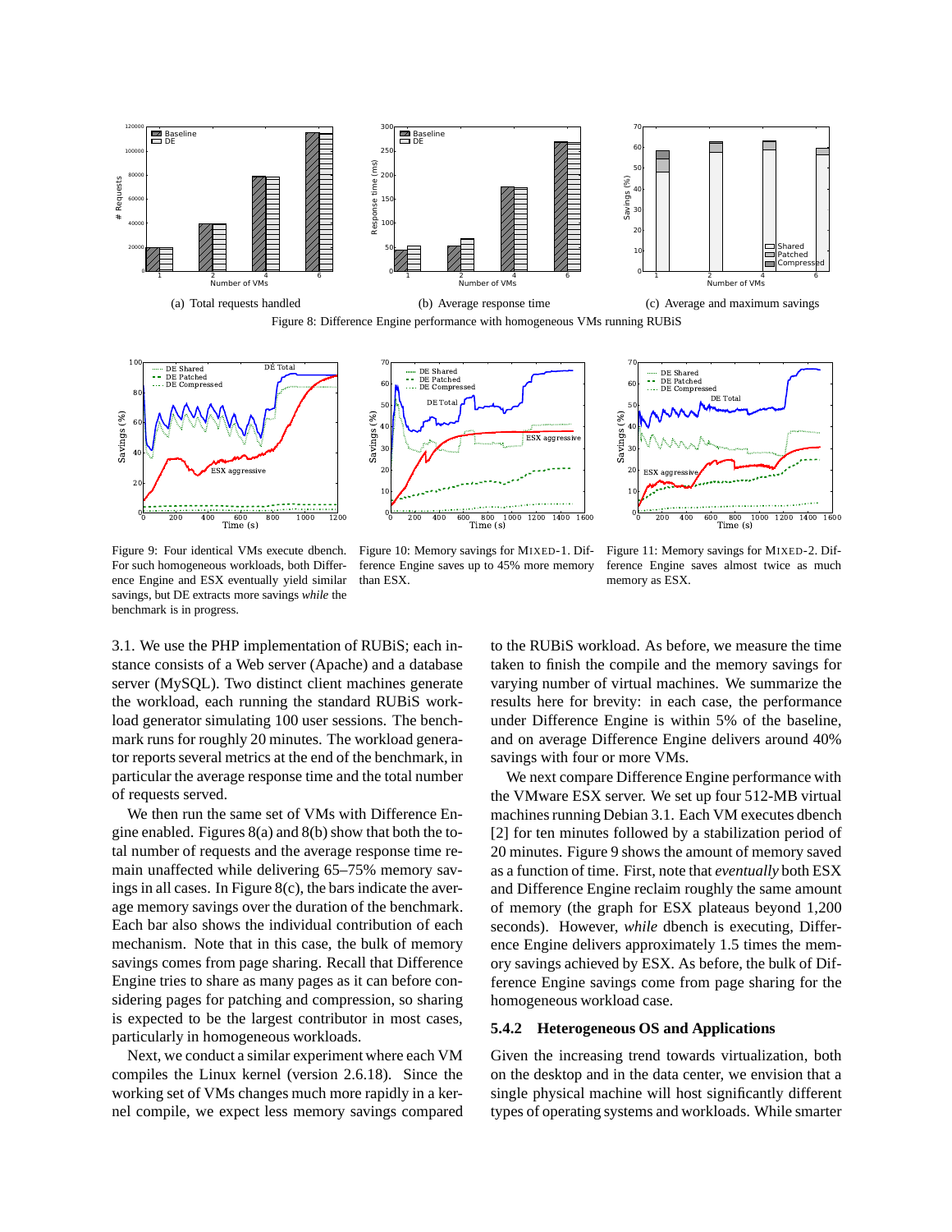(a) Total requests handled

(b) Average response time

(c) Average and maximum savings

Figure 8: Difference Engine performance with homogeneous VMs running RUBiS

Figure 9: Four identical VMs execute dbench. For such homogeneous workloads, both Difference Engine and ESX eventually yield similar savings, but DE extracts more savings *while* the benchmark is in progress.

Figure 10: Memory savings for MIXED-1. Difference Engine saves up to 45% more memory than ESX.

Figure 11: Memory savings for MIXED-2. Difference Engine saves almost twice as much memory as ESX.

3.1. We use the PHP implementation of RUBiS; each instance consists of a Web server (Apache) and a database server (MySQL). Two distinct client machines generate the workload, each running the standard RUBiS workload generator simulating 100 user sessions. The benchmark runs for roughly 20 minutes. The workload generator reports several metrics at the end of the benchmark, in particular the average response time and the total number of requests served.

We then run the same set of VMs with Difference Engine enabled. Figures 8(a) and 8(b) show that both the total number of requests and the average response time remain unaffected while delivering 65–75% memory savings in all cases. In Figure 8(c), the bars indicate the average memory savings over the duration of the benchmark. Each bar also shows the individual contribution of each mechanism. Note that in this case, the bulk of memory savings comes from page sharing. Recall that Difference Engine tries to share as many pages as it can before considering pages for patching and compression, so sharing is expected to be the largest contributor in most cases, particularly in homogeneous workloads.

Next, we conduct a similar experiment where each VM compiles the Linux kernel (version 2.6.18). Since the working set of VMs changes much more rapidly in a kernel compile, we expect less memory savings compared to the RUBiS workload. As before, we measure the time taken to finish the compile and the memory savings for varying number of virtual machines. We summarize the results here for brevity: in each case, the performance under Difference Engine is within 5% of the baseline, and on average Difference Engine delivers around 40% savings with four or more VMs.

We next compare Difference Engine performance with the VMware ESX server. We set up four 512-MB virtual machines running Debian 3.1. Each VM executes dbench [2] for ten minutes followed by a stabilization period of 20 minutes. Figure 9 shows the amount of memory saved as a function of time. First, note that *eventually* both ESX and Difference Engine reclaim roughly the same amount of memory (the graph for ESX plateaus beyond 1,200 seconds). However, *while* dbench is executing, Difference Engine delivers approximately 1.5 times the memory savings achieved by ESX. As before, the bulk of Difference Engine savings come from page sharing for the homogeneous workload case.

### 5.4.2 Heterogeneous OS and Applications

Given the increasing trend towards virtualization, both on the desktop and in the data center, we envision that a single physical machine will host significantly different types of operating systems and workloads. While smarter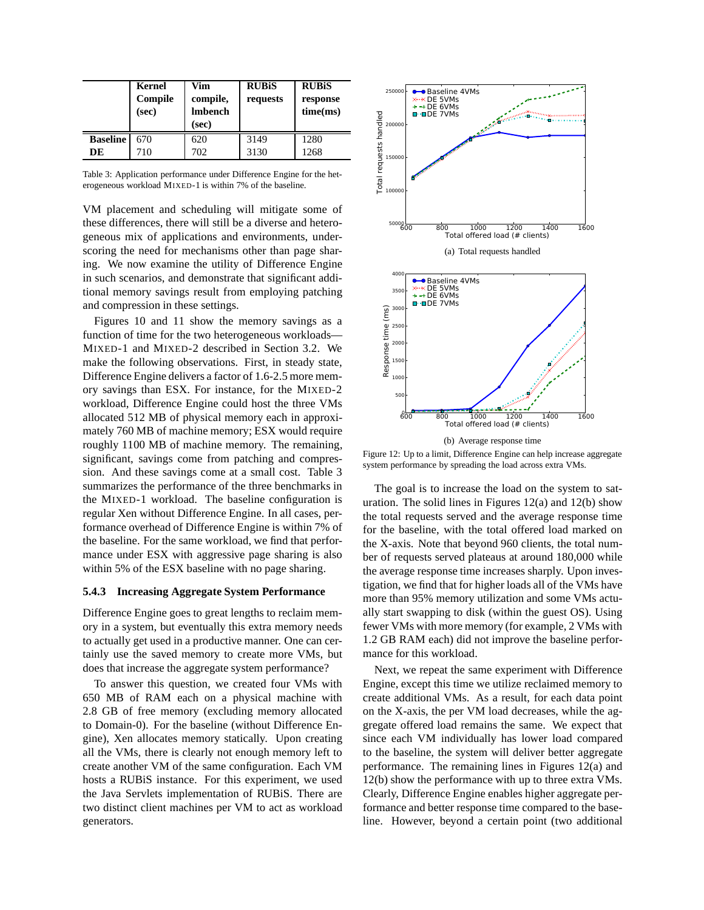|  | Kernel Compile (sec) | Vim compile, lmbench (sec) | RUBiS requests | RUBiS response time(ms) |
|---|---|---|---|---|
| **Baseline** | 670 | 620 | 3149 | 1280 |
| **DE** | 710 | 702 | 3130 | 1268 |

Table 3: Application performance under Difference Engine for the heterogeneous workload MIXED-1 is within 7% of the baseline.

VM placement and scheduling will mitigate some of these differences, there will still be a diverse and heterogeneous mix of applications and environments, underscoring the need for mechanisms other than page sharing. We now examine the utility of Difference Engine in such scenarios, and demonstrate that significant additional memory savings result from employing patching and compression in these settings.

Figures 10 and 11 show the memory savings as a function of time for the two heterogeneous workloads—MIXED-1 and MIXED-2 described in Section 3.2. We make the following observations. First, in steady state, Difference Engine delivers a factor of 1.6-2.5 more memory savings than ESX. For instance, for the MIXED-2 workload, Difference Engine could host the three VMs allocated 512 MB of physical memory each in approximately 760 MB of machine memory; ESX would require roughly 1100 MB of machine memory. The remaining, significant, savings come from patching and compression. And these savings come at a small cost. Table 3 summarizes the performance of the three benchmarks in the MIXED-1 workload. The baseline configuration is regular Xen without Difference Engine. In all cases, performance overhead of Difference Engine is within 7% of the baseline. For the same workload, we find that performance under ESX with aggressive page sharing is also within 5% of the ESX baseline with no page sharing.

### 5.4.3 Increasing Aggregate System Performance

Difference Engine goes to great lengths to reclaim memory in a system, but eventually this extra memory needs to actually get used in a productive manner. One can certainly use the saved memory to create more VMs, but does that increase the aggregate system performance?

To answer this question, we created four VMs with 650 MB of RAM each on a physical machine with 2.8 GB of free memory (excluding memory allocated to Domain-0). For the baseline (without Difference Engine), Xen allocates memory statically. Upon creating all the VMs, there is clearly not enough memory left to create another VM of the same configuration. Each VM hosts a RUBiS instance. For this experiment, we used the Java Servlets implementation of RUBiS. There are two distinct client machines per VM to act as workload generators.

(a) Total requests handled

(b) Average response time

Figure 12: Up to a limit, Difference Engine can help increase aggregate system performance by spreading the load across extra VMs.

The goal is to increase the load on the system to saturation. The solid lines in Figures 12(a) and 12(b) show the total requests served and the average response time for the baseline, with the total offered load marked on the X-axis. Note that beyond 960 clients, the total number of requests served plateaus at around 180,000 while the average response time increases sharply. Upon investigation, we find that for higher loads all of the VMs have more than 95% memory utilization and some VMs actually start swapping to disk (within the guest OS). Using fewer VMs with more memory (for example, 2 VMs with 1.2 GB RAM each) did not improve the baseline performance for this workload.

Next, we repeat the same experiment with Difference Engine, except this time we utilize reclaimed memory to create additional VMs. As a result, for each data point on the X-axis, the per VM load decreases, while the aggregate offered load remains the same. We expect that since each VM individually has lower load compared to the baseline, the system will deliver better aggregate performance. The remaining lines in Figures 12(a) and 12(b) show the performance with up to three extra VMs. Clearly, Difference Engine enables higher aggregate performance and better response time compared to the baseline. However, beyond a certain point (two additional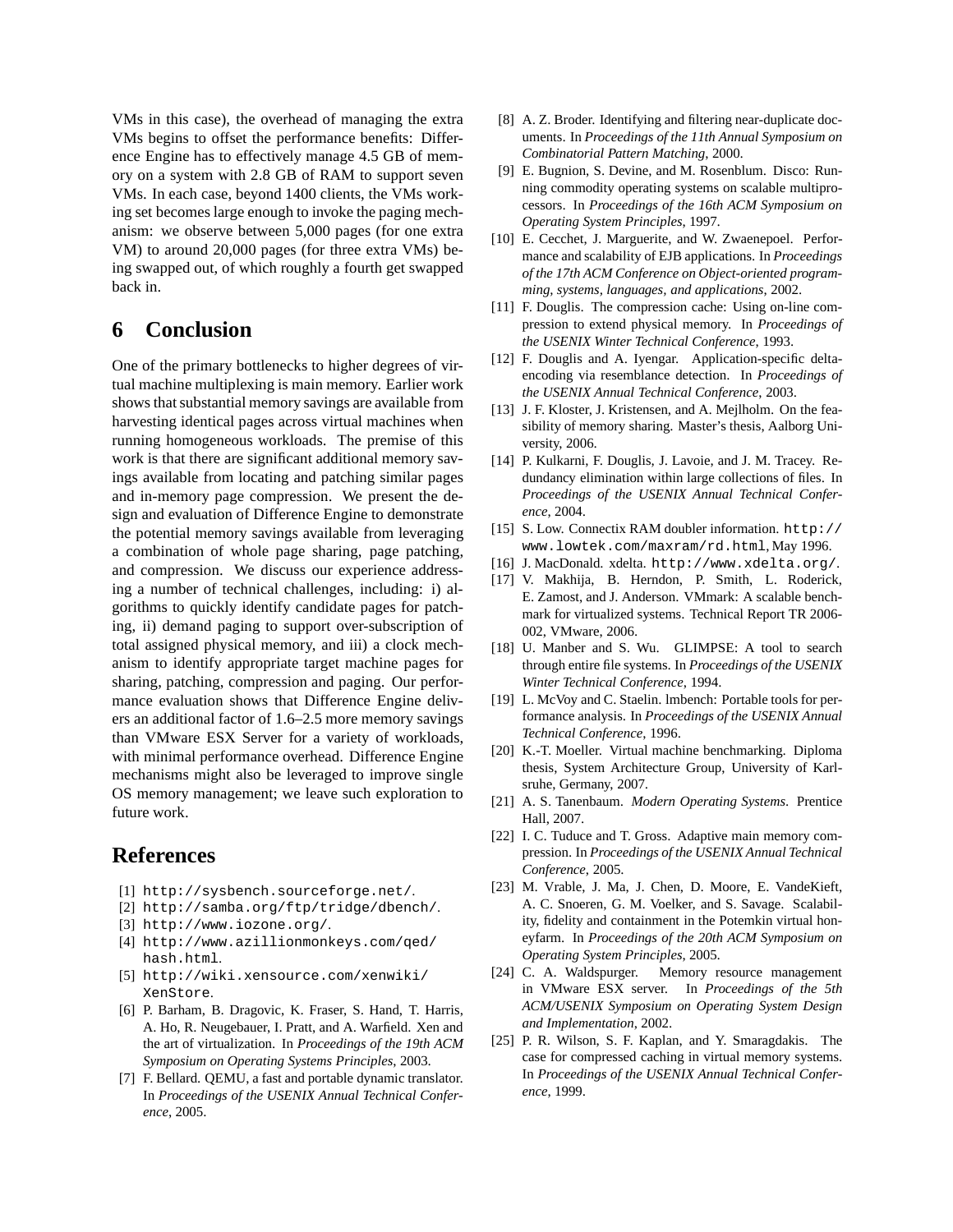VMs in this case), the overhead of managing the extra VMs begins to offset the performance benefits: Difference Engine has to effectively manage 4.5 GB of memory on a system with 2.8 GB of RAM to support seven VMs. In each case, beyond 1400 clients, the VMs working set becomes large enough to invoke the paging mechanism: we observe between 5,000 pages (for one extra VM) to around 20,000 pages (for three extra VMs) being swapped out, of which roughly a fourth get swapped back in.

## 6 Conclusion

One of the primary bottlenecks to higher degrees of virtual machine multiplexing is main memory. Earlier work shows that substantial memory savings are available from harvesting identical pages across virtual machines when running homogeneous workloads. The premise of this work is that there are significant additional memory savings available from locating and patching similar pages and in-memory page compression. We present the design and evaluation of Difference Engine to demonstrate the potential memory savings available from leveraging a combination of whole page sharing, page patching, and compression. We discuss our experience addressing a number of technical challenges, including: i) algorithms to quickly identify candidate pages for patching, ii) demand paging to support over-subscription of total assigned physical memory, and iii) a clock mechanism to identify appropriate target machine pages for sharing, patching, compression and paging. Our performance evaluation shows that Difference Engine delivers an additional factor of 1.6–2.5 more memory savings than VMware ESX Server for a variety of workloads, with minimal performance overhead. Difference Engine mechanisms might also be leveraged to improve single OS memory management; we leave such exploration to future work.

## References

[1] `http://sysbench.sourceforge.net/`.

[2] `http://samba.org/ftp/tridge/dbench/`.

[3] `http://www.iozone.org/`.

[4] `http://www.azillionmonkeys.com/qed/hash.html`.

[5] `http://wiki.xensource.com/xenwiki/XenStore`.

[6] P. Barham, B. Dragovic, K. Fraser, S. Hand, T. Harris, A. Ho, R. Neugebauer, I. Pratt, and A. Warfield. Xen and the art of virtualization. In *Proceedings of the 19th ACM Symposium on Operating Systems Principles*, 2003.

[7] F. Bellard. QEMU, a fast and portable dynamic translator. In *Proceedings of the USENIX Annual Technical Conference*, 2005.

[8] A. Z. Broder. Identifying and filtering near-duplicate documents. In *Proceedings of the 11th Annual Symposium on Combinatorial Pattern Matching*, 2000.

[9] E. Bugnion, S. Devine, and M. Rosenblum. Disco: Running commodity operating systems on scalable multiprocessors. In *Proceedings of the 16th ACM Symposium on Operating System Principles*, 1997.

[10] E. Cecchet, J. Marguerite, and W. Zwaenepoel. Performance and scalability of EJB applications. In *Proceedings of the 17th ACM Conference on Object-oriented programming, systems, languages, and applications*, 2002.

[11] F. Douglis. The compression cache: Using on-line compression to extend physical memory. In *Proceedings of the USENIX Winter Technical Conference*, 1993.

[12] F. Douglis and A. Iyengar. Application-specific delta-encoding via resemblance detection. In *Proceedings of the USENIX Annual Technical Conference*, 2003.

[13] J. F. Kloster, J. Kristensen, and A. Mejlholm. On the feasibility of memory sharing. Master's thesis, Aalborg University, 2006.

[14] P. Kulkarni, F. Douglis, J. Lavoie, and J. M. Tracey. Redundancy elimination within large collections of files. In *Proceedings of the USENIX Annual Technical Conference*, 2004.

[15] S. Low. Connectix RAM doubler information. `http://www.lowtek.com/maxram/rd.html`, May 1996.

[16] J. MacDonald. xdelta. `http://www.xdelta.org/`.

[17] V. Makhija, B. Herndon, P. Smith, L. Roderick, E. Zamost, and J. Anderson. VMmark: A scalable benchmark for virtualized systems. Technical Report TR 2006-002, VMware, 2006.

[18] U. Manber and S. Wu. GLIMPSE: A tool to search through entire file systems. In *Proceedings of the USENIX Winter Technical Conference*, 1994.

[19] L. McVoy and C. Staelin. lmbench: Portable tools for performance analysis. In *Proceedings of the USENIX Annual Technical Conference*, 1996.

[20] K.-T. Moeller. Virtual machine benchmarking. Diploma thesis, System Architecture Group, University of Karlsruhe, Germany, 2007.

[21] A. S. Tanenbaum. *Modern Operating Systems*. Prentice Hall, 2007.

[22] I. C. Tuduce and T. Gross. Adaptive main memory compression. In *Proceedings of the USENIX Annual Technical Conference*, 2005.

[23] M. Vrable, J. Ma, J. Chen, D. Moore, E. VandeKieft, A. C. Snoeren, G. M. Voelker, and S. Savage. Scalability, fidelity and containment in the Potemkin virtual honeyfarm. In *Proceedings of the 20th ACM Symposium on Operating System Principles*, 2005.

[24] C. A. Waldspurger. Memory resource management in VMware ESX server. In *Proceedings of the 5th ACM/USENIX Symposium on Operating System Design and Implementation*, 2002.

[25] P. R. Wilson, S. F. Kaplan, and Y. Smaragdakis. The case for compressed caching in virtual memory systems. In *Proceedings of the USENIX Annual Technical Conference*, 1999.